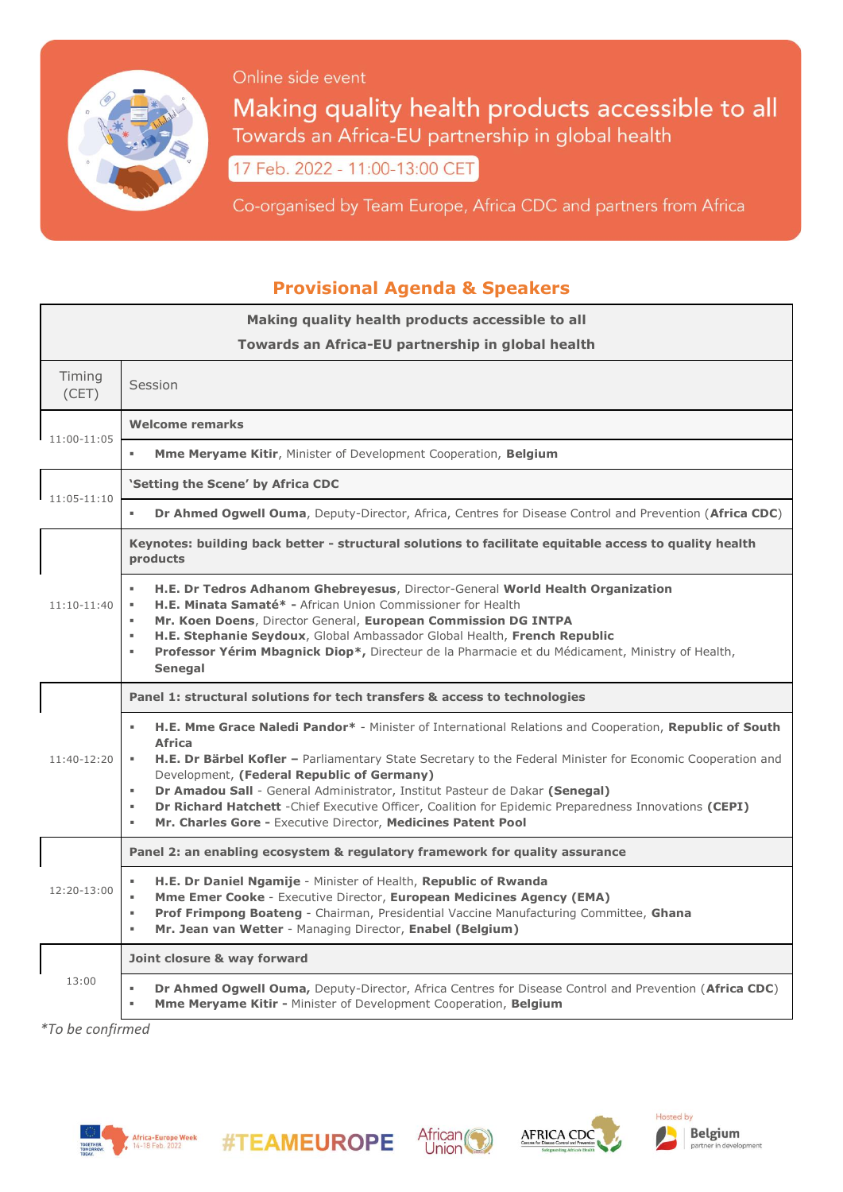Online side event

# Making quality health products accessible to all

Towards an Africa-EU partnership in global health

17 Feb. 2022 - 11:00-13:00 CET

Co-organised by Team Europe, Africa CDC and partners from Africa

## Provisional Agenda & Speakers

| **Making quality health products accessible to all**<br>**Towards an Africa-EU partnership in global health** | |
|---|---|
| Timing (CET) | Session |
| 11:00-11:05 | **Welcome remarks**<br>▪ **Mme Meryame Kitir**, Minister of Development Cooperation, **Belgium** |
| 11:05-11:10 | **'Setting the Scene' by Africa CDC**<br>▪ **Dr Ahmed Ogwell Ouma**, Deputy-Director, Africa, Centres for Disease Control and Prevention (**Africa CDC**) |
| 11:10-11:40 | **Keynotes: building back better - structural solutions to facilitate equitable access to quality health products**<br>▪ **H.E. Dr Tedros Adhanom Ghebreyesus**, Director-General **World Health Organization**<br>▪ **H.E. Minata Samaté\* -** African Union Commissioner for Health<br>▪ **Mr. Koen Doens**, Director General, **European Commission DG INTPA**<br>▪ **H.E. Stephanie Seydoux**, Global Ambassador Global Health, **French Republic**<br>▪ **Professor Yérim Mbagnick Diop\***, Directeur de la Pharmacie et du Médicament, Ministry of Health, **Senegal** |
| 11:40-12:20 | **Panel 1: structural solutions for tech transfers & access to technologies**<br>▪ **H.E. Mme Grace Naledi Pandor\*** - Minister of International Relations and Cooperation, **Republic of South Africa**<br>▪ **H.E. Dr Bärbel Kofler –** Parliamentary State Secretary to the Federal Minister for Economic Cooperation and Development, **(Federal Republic of Germany)**<br>▪ **Dr Amadou Sall** - General Administrator, Institut Pasteur de Dakar **(Senegal)**<br>▪ **Dr Richard Hatchett** -Chief Executive Officer, Coalition for Epidemic Preparedness Innovations **(CEPI)**<br>▪ **Mr. Charles Gore -** Executive Director, **Medicines Patent Pool** |
| 12:20-13:00 | **Panel 2: an enabling ecosystem & regulatory framework for quality assurance**<br>▪ **H.E. Dr Daniel Ngamije** - Minister of Health, **Republic of Rwanda**<br>▪ **Mme Emer Cooke** - Executive Director, **European Medicines Agency (EMA)**<br>▪ **Prof Frimpong Boateng** - Chairman, Presidential Vaccine Manufacturing Committee, **Ghana**<br>▪ **Mr. Jean van Wetter** - Managing Director, **Enabel (Belgium)** |
| 13:00 | **Joint closure & way forward**<br>▪ **Dr Ahmed Ogwell Ouma,** Deputy-Director, Africa Centres for Disease Control and Prevention (**Africa CDC**)<br>▪ **Mme Meryame Kitir -** Minister of Development Cooperation, **Belgium** |

*\*To be confirmed*

Africa-Europe Week 14-18 Feb. 2022 · #TEAMEUROPE · African Union · AFRICA CDC · Hosted by Belgium partner in development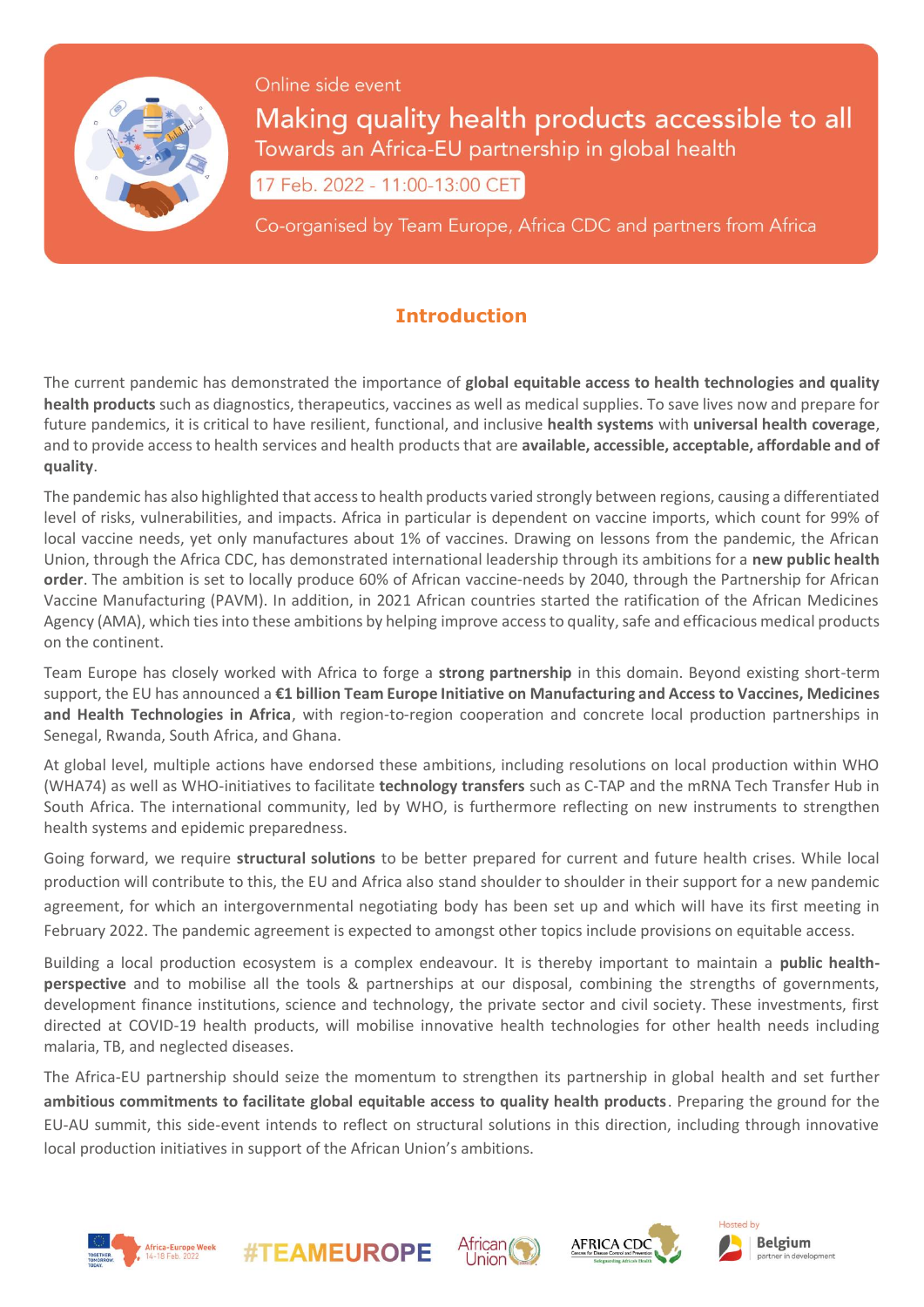Online side event

# Making quality health products accessible to all

Towards an Africa-EU partnership in global health

17 Feb. 2022 - 11:00-13:00 CET

Co-organised by Team Europe, Africa CDC and partners from Africa

## Introduction

The current pandemic has demonstrated the importance of **global equitable access to health technologies and quality health products** such as diagnostics, therapeutics, vaccines as well as medical supplies. To save lives now and prepare for future pandemics, it is critical to have resilient, functional, and inclusive **health systems** with **universal health coverage**, and to provide access to health services and health products that are **available, accessible, acceptable, affordable and of quality**.

The pandemic has also highlighted that access to health products varied strongly between regions, causing a differentiated level of risks, vulnerabilities, and impacts. Africa in particular is dependent on vaccine imports, which count for 99% of local vaccine needs, yet only manufactures about 1% of vaccines. Drawing on lessons from the pandemic, the African Union, through the Africa CDC, has demonstrated international leadership through its ambitions for a **new public health order**. The ambition is set to locally produce 60% of African vaccine-needs by 2040, through the Partnership for African Vaccine Manufacturing (PAVM). In addition, in 2021 African countries started the ratification of the African Medicines Agency (AMA), which ties into these ambitions by helping improve access to quality, safe and efficacious medical products on the continent.

Team Europe has closely worked with Africa to forge a **strong partnership** in this domain. Beyond existing short-term support, the EU has announced a **€1 billion Team Europe Initiative on Manufacturing and Access to Vaccines, Medicines and Health Technologies in Africa**, with region-to-region cooperation and concrete local production partnerships in Senegal, Rwanda, South Africa, and Ghana.

At global level, multiple actions have endorsed these ambitions, including resolutions on local production within WHO (WHA74) as well as WHO-initiatives to facilitate **technology transfers** such as C-TAP and the mRNA Tech Transfer Hub in South Africa. The international community, led by WHO, is furthermore reflecting on new instruments to strengthen health systems and epidemic preparedness.

Going forward, we require **structural solutions** to be better prepared for current and future health crises. While local production will contribute to this, the EU and Africa also stand shoulder to shoulder in their support for a new pandemic agreement, for which an intergovernmental negotiating body has been set up and which will have its first meeting in February 2022. The pandemic agreement is expected to amongst other topics include provisions on equitable access.

Building a local production ecosystem is a complex endeavour. It is thereby important to maintain a **public health-perspective** and to mobilise all the tools & partnerships at our disposal, combining the strengths of governments, development finance institutions, science and technology, the private sector and civil society. These investments, first directed at COVID-19 health products, will mobilise innovative health technologies for other health needs including malaria, TB, and neglected diseases.

The Africa-EU partnership should seize the momentum to strengthen its partnership in global health and set further **ambitious commitments to facilitate global equitable access to quality health products**. Preparing the ground for the EU-AU summit, this side-event intends to reflect on structural solutions in this direction, including through innovative local production initiatives in support of the African Union's ambitions.

Africa-Europe Week 14-18 Feb. 2022 · #TEAMEUROPE · African Union · AFRICA CDC · Hosted by Belgium partner in development